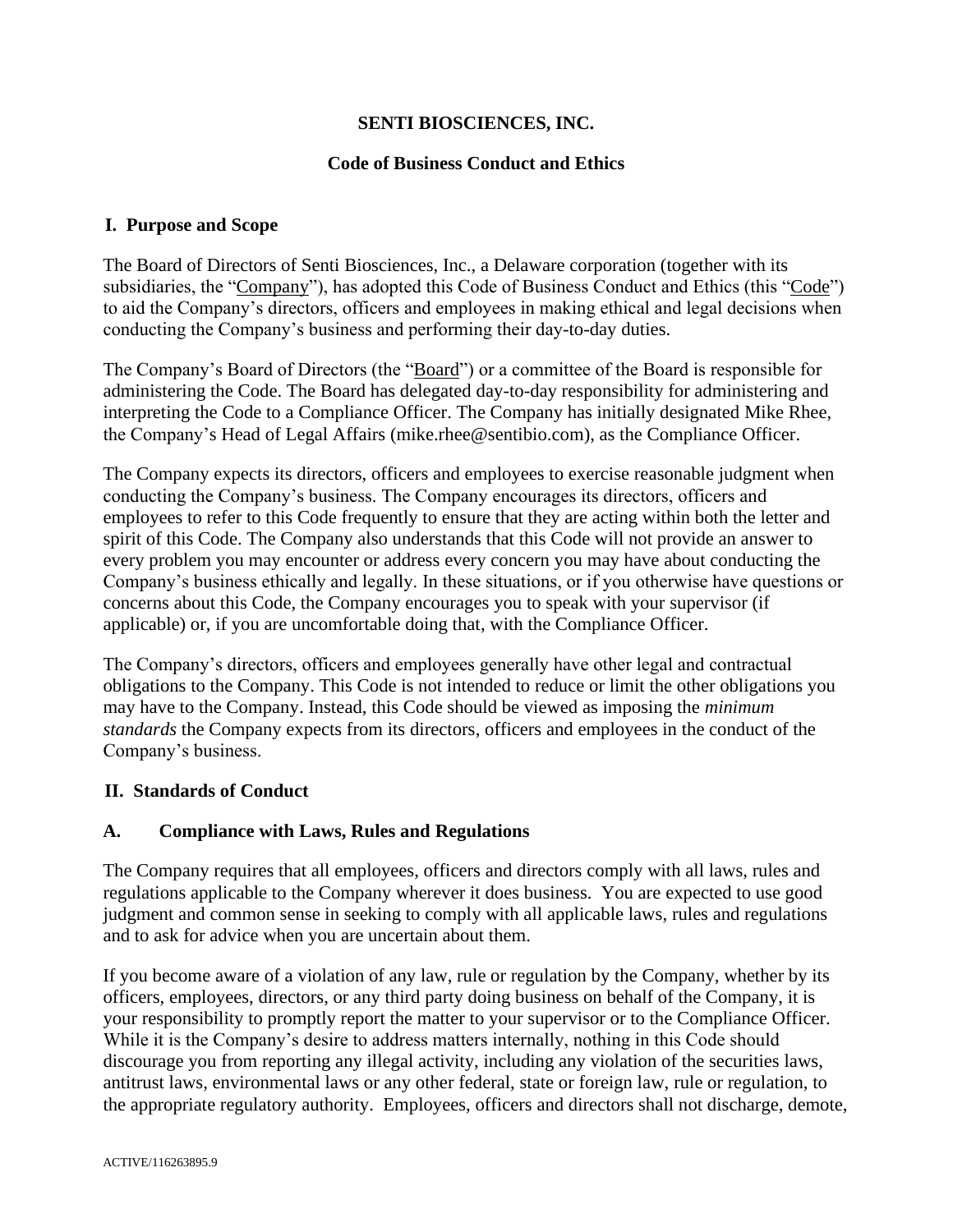# SENTI BIOSCIENCES, INC.

## Code of Business Conduct and Ethics

### I. Purpose and Scope

The Board of Directors of Senti Biosciences, Inc., a Delaware corporation (together with its subsidiaries, the "Company"), has adopted this Code of Business Conduct and Ethics (this "Code") to aid the Company's directors, officers and employees in making ethical and legal decisions when conducting the Company's business and performing their day-to-day duties.

The Company's Board of Directors (the "Board") or a committee of the Board is responsible for administering the Code. The Board has delegated day-to-day responsibility for administering and interpreting the Code to a Compliance Officer. The Company has initially designated Mike Rhee, the Company's Head of Legal Affairs (mike.rhee@sentibio.com), as the Compliance Officer.

The Company expects its directors, officers and employees to exercise reasonable judgment when conducting the Company's business. The Company encourages its directors, officers and employees to refer to this Code frequently to ensure that they are acting within both the letter and spirit of this Code. The Company also understands that this Code will not provide an answer to every problem you may encounter or address every concern you may have about conducting the Company's business ethically and legally. In these situations, or if you otherwise have questions or concerns about this Code, the Company encourages you to speak with your supervisor (if applicable) or, if you are uncomfortable doing that, with the Compliance Officer.

The Company's directors, officers and employees generally have other legal and contractual obligations to the Company. This Code is not intended to reduce or limit the other obligations you may have to the Company. Instead, this Code should be viewed as imposing the *minimum standards* the Company expects from its directors, officers and employees in the conduct of the Company's business.

### II. Standards of Conduct

#### A. Compliance with Laws, Rules and Regulations

The Company requires that all employees, officers and directors comply with all laws, rules and regulations applicable to the Company wherever it does business. You are expected to use good judgment and common sense in seeking to comply with all applicable laws, rules and regulations and to ask for advice when you are uncertain about them.

If you become aware of a violation of any law, rule or regulation by the Company, whether by its officers, employees, directors, or any third party doing business on behalf of the Company, it is your responsibility to promptly report the matter to your supervisor or to the Compliance Officer. While it is the Company's desire to address matters internally, nothing in this Code should discourage you from reporting any illegal activity, including any violation of the securities laws, antitrust laws, environmental laws or any other federal, state or foreign law, rule or regulation, to the appropriate regulatory authority. Employees, officers and directors shall not discharge, demote,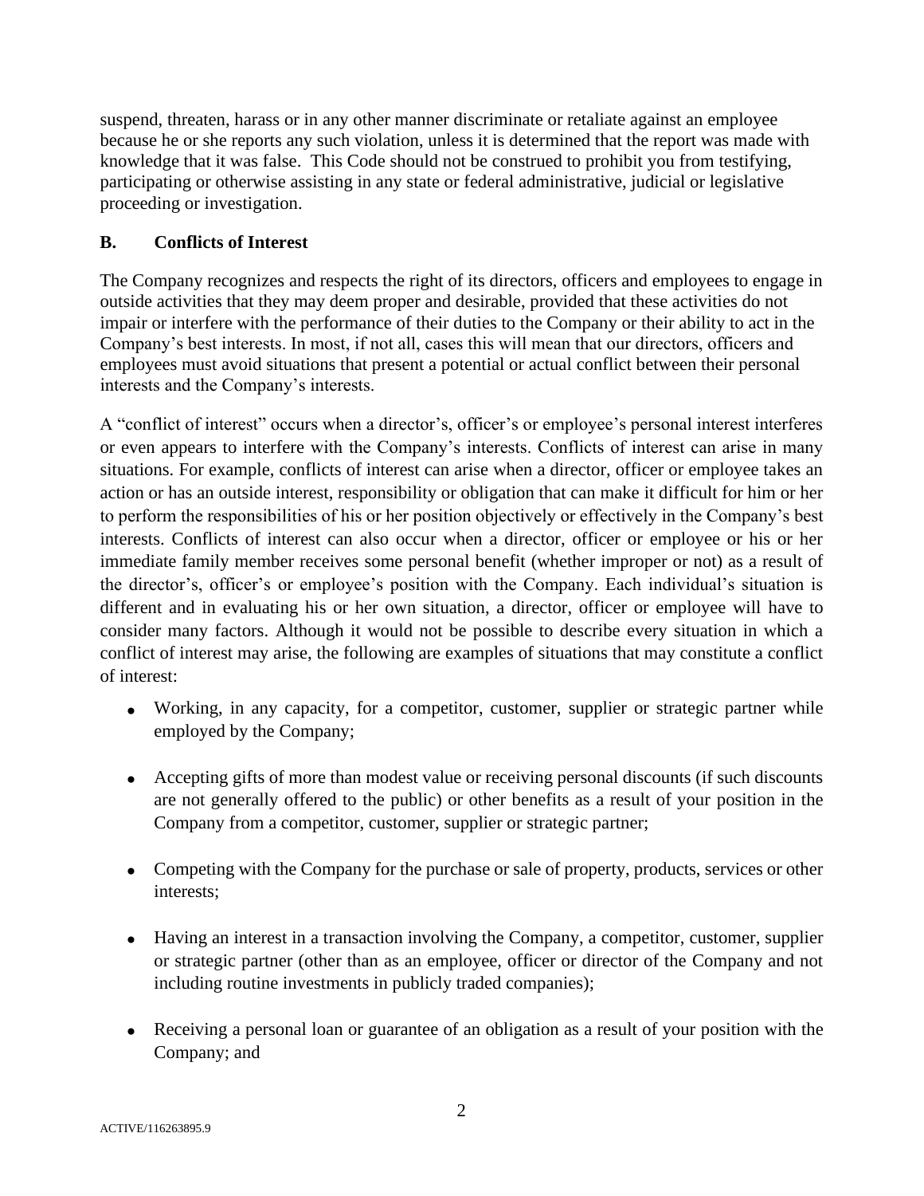suspend, threaten, harass or in any other manner discriminate or retaliate against an employee because he or she reports any such violation, unless it is determined that the report was made with knowledge that it was false. This Code should not be construed to prohibit you from testifying, participating or otherwise assisting in any state or federal administrative, judicial or legislative proceeding or investigation.

## B. Conflicts of Interest

The Company recognizes and respects the right of its directors, officers and employees to engage in outside activities that they may deem proper and desirable, provided that these activities do not impair or interfere with the performance of their duties to the Company or their ability to act in the Company's best interests. In most, if not all, cases this will mean that our directors, officers and employees must avoid situations that present a potential or actual conflict between their personal interests and the Company's interests.

A "conflict of interest" occurs when a director's, officer's or employee's personal interest interferes or even appears to interfere with the Company's interests. Conflicts of interest can arise in many situations. For example, conflicts of interest can arise when a director, officer or employee takes an action or has an outside interest, responsibility or obligation that can make it difficult for him or her to perform the responsibilities of his or her position objectively or effectively in the Company's best interests. Conflicts of interest can also occur when a director, officer or employee or his or her immediate family member receives some personal benefit (whether improper or not) as a result of the director's, officer's or employee's position with the Company. Each individual's situation is different and in evaluating his or her own situation, a director, officer or employee will have to consider many factors. Although it would not be possible to describe every situation in which a conflict of interest may arise, the following are examples of situations that may constitute a conflict of interest:

- Working, in any capacity, for a competitor, customer, supplier or strategic partner while employed by the Company;
- Accepting gifts of more than modest value or receiving personal discounts (if such discounts are not generally offered to the public) or other benefits as a result of your position in the Company from a competitor, customer, supplier or strategic partner;
- Competing with the Company for the purchase or sale of property, products, services or other interests;
- Having an interest in a transaction involving the Company, a competitor, customer, supplier or strategic partner (other than as an employee, officer or director of the Company and not including routine investments in publicly traded companies);
- Receiving a personal loan or guarantee of an obligation as a result of your position with the Company; and

ACTIVE/116263895.9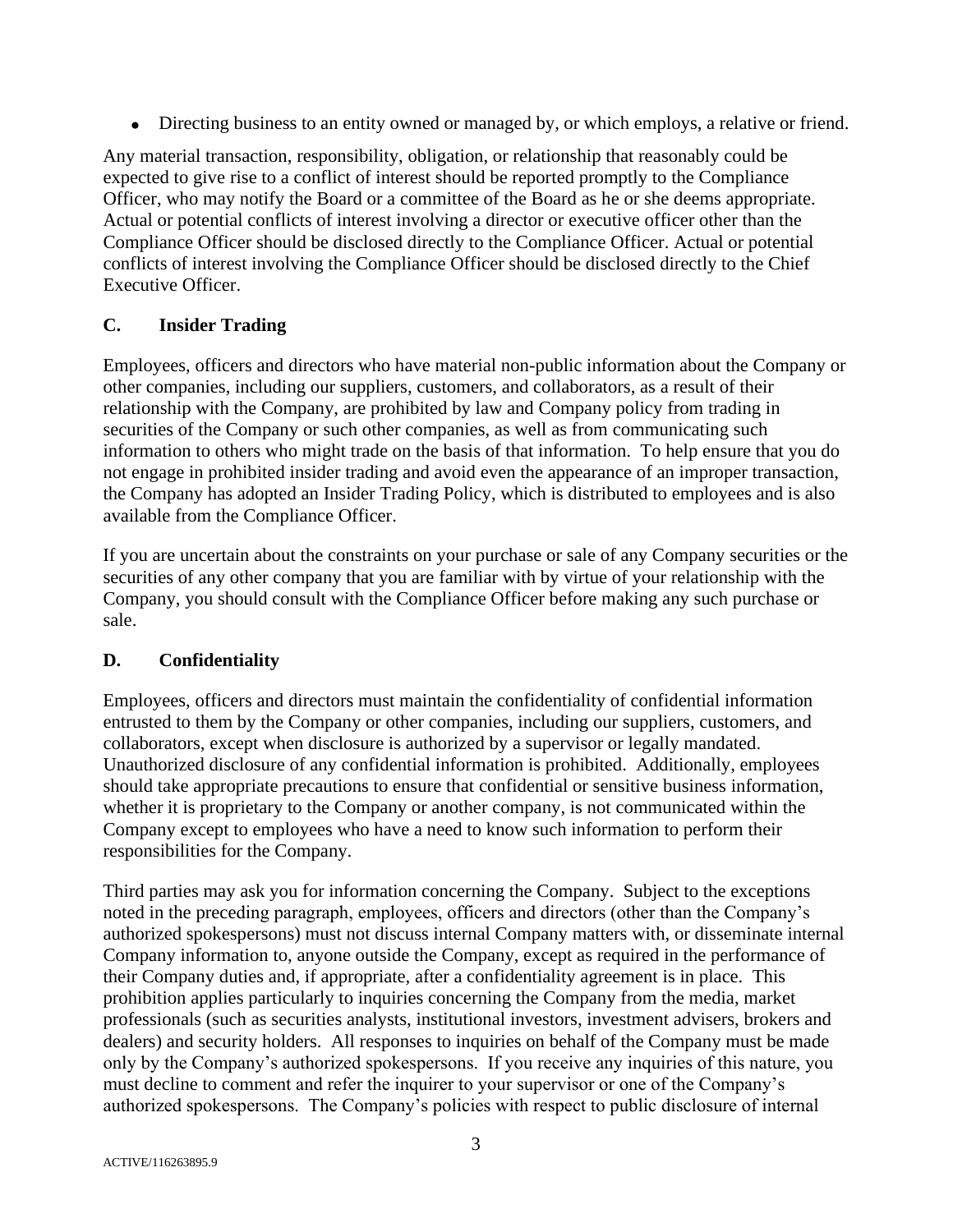- Directing business to an entity owned or managed by, or which employs, a relative or friend.

Any material transaction, responsibility, obligation, or relationship that reasonably could be expected to give rise to a conflict of interest should be reported promptly to the Compliance Officer, who may notify the Board or a committee of the Board as he or she deems appropriate. Actual or potential conflicts of interest involving a director or executive officer other than the Compliance Officer should be disclosed directly to the Compliance Officer. Actual or potential conflicts of interest involving the Compliance Officer should be disclosed directly to the Chief Executive Officer.

## C. Insider Trading

Employees, officers and directors who have material non-public information about the Company or other companies, including our suppliers, customers, and collaborators, as a result of their relationship with the Company, are prohibited by law and Company policy from trading in securities of the Company or such other companies, as well as from communicating such information to others who might trade on the basis of that information. To help ensure that you do not engage in prohibited insider trading and avoid even the appearance of an improper transaction, the Company has adopted an Insider Trading Policy, which is distributed to employees and is also available from the Compliance Officer.

If you are uncertain about the constraints on your purchase or sale of any Company securities or the securities of any other company that you are familiar with by virtue of your relationship with the Company, you should consult with the Compliance Officer before making any such purchase or sale.

## D. Confidentiality

Employees, officers and directors must maintain the confidentiality of confidential information entrusted to them by the Company or other companies, including our suppliers, customers, and collaborators, except when disclosure is authorized by a supervisor or legally mandated. Unauthorized disclosure of any confidential information is prohibited. Additionally, employees should take appropriate precautions to ensure that confidential or sensitive business information, whether it is proprietary to the Company or another company, is not communicated within the Company except to employees who have a need to know such information to perform their responsibilities for the Company.

Third parties may ask you for information concerning the Company. Subject to the exceptions noted in the preceding paragraph, employees, officers and directors (other than the Company's authorized spokespersons) must not discuss internal Company matters with, or disseminate internal Company information to, anyone outside the Company, except as required in the performance of their Company duties and, if appropriate, after a confidentiality agreement is in place. This prohibition applies particularly to inquiries concerning the Company from the media, market professionals (such as securities analysts, institutional investors, investment advisers, brokers and dealers) and security holders. All responses to inquiries on behalf of the Company must be made only by the Company's authorized spokespersons. If you receive any inquiries of this nature, you must decline to comment and refer the inquirer to your supervisor or one of the Company's authorized spokespersons. The Company's policies with respect to public disclosure of internal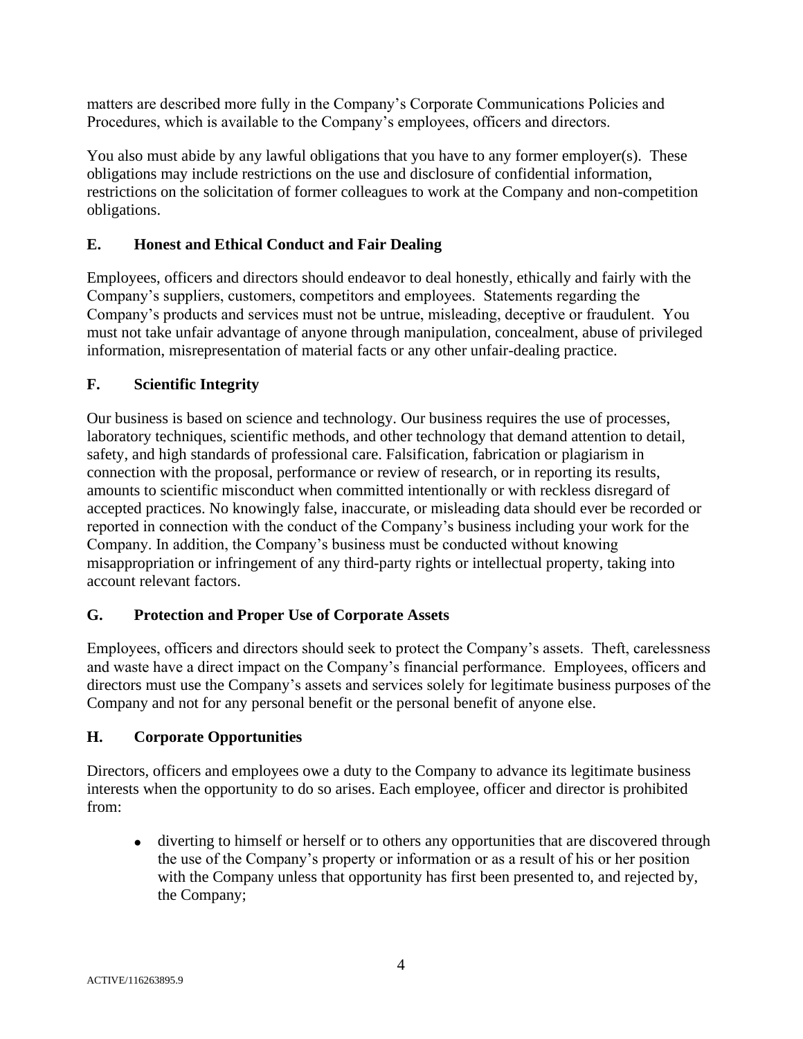matters are described more fully in the Company's Corporate Communications Policies and Procedures, which is available to the Company's employees, officers and directors.

You also must abide by any lawful obligations that you have to any former employer(s). These obligations may include restrictions on the use and disclosure of confidential information, restrictions on the solicitation of former colleagues to work at the Company and non-competition obligations.

### E. Honest and Ethical Conduct and Fair Dealing

Employees, officers and directors should endeavor to deal honestly, ethically and fairly with the Company's suppliers, customers, competitors and employees. Statements regarding the Company's products and services must not be untrue, misleading, deceptive or fraudulent. You must not take unfair advantage of anyone through manipulation, concealment, abuse of privileged information, misrepresentation of material facts or any other unfair-dealing practice.

### F. Scientific Integrity

Our business is based on science and technology. Our business requires the use of processes, laboratory techniques, scientific methods, and other technology that demand attention to detail, safety, and high standards of professional care. Falsification, fabrication or plagiarism in connection with the proposal, performance or review of research, or in reporting its results, amounts to scientific misconduct when committed intentionally or with reckless disregard of accepted practices. No knowingly false, inaccurate, or misleading data should ever be recorded or reported in connection with the conduct of the Company's business including your work for the Company. In addition, the Company's business must be conducted without knowing misappropriation or infringement of any third-party rights or intellectual property, taking into account relevant factors.

### G. Protection and Proper Use of Corporate Assets

Employees, officers and directors should seek to protect the Company's assets. Theft, carelessness and waste have a direct impact on the Company's financial performance. Employees, officers and directors must use the Company's assets and services solely for legitimate business purposes of the Company and not for any personal benefit or the personal benefit of anyone else.

### H. Corporate Opportunities

Directors, officers and employees owe a duty to the Company to advance its legitimate business interests when the opportunity to do so arises. Each employee, officer and director is prohibited from:

- diverting to himself or herself or to others any opportunities that are discovered through the use of the Company's property or information or as a result of his or her position with the Company unless that opportunity has first been presented to, and rejected by, the Company;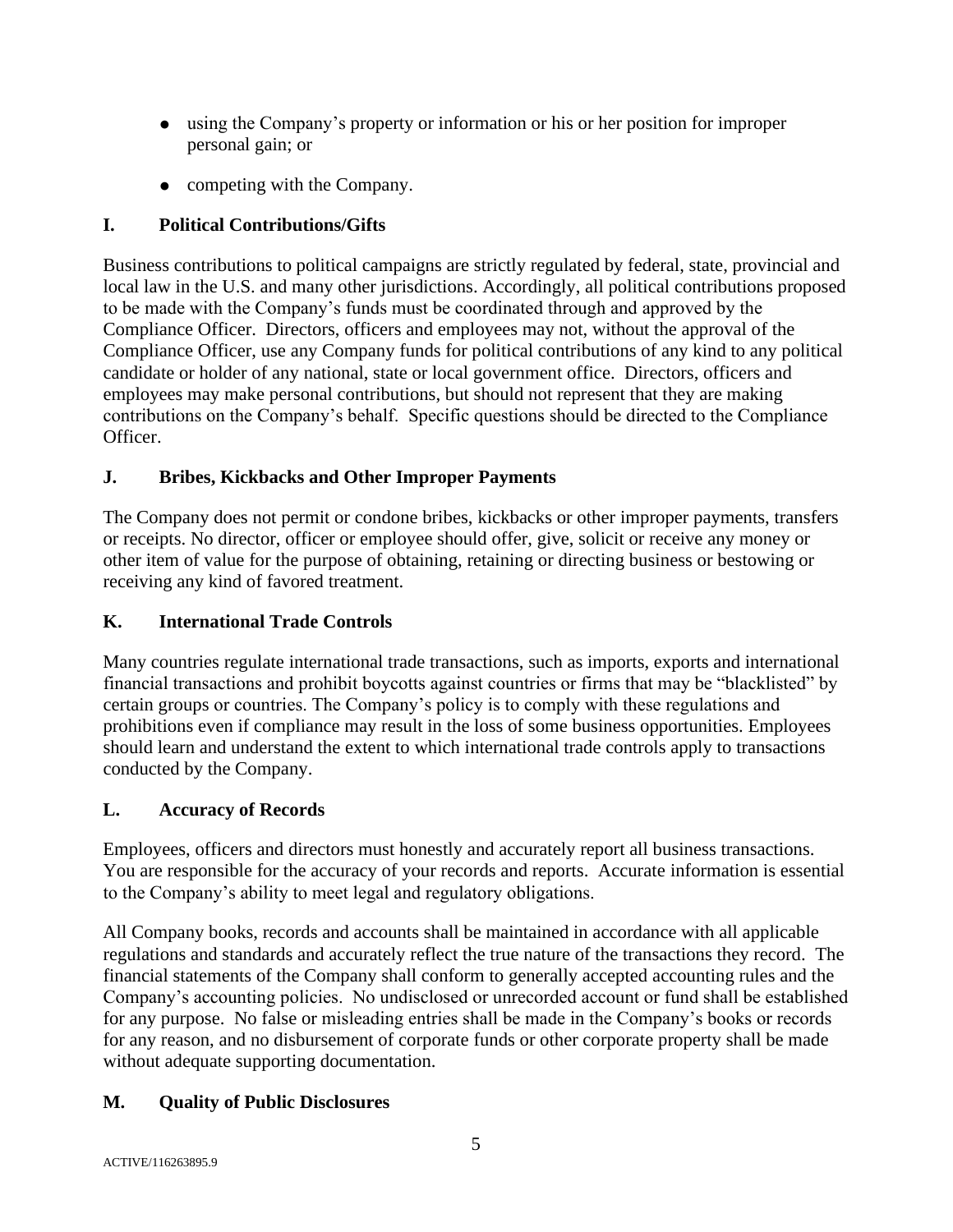- using the Company's property or information or his or her position for improper personal gain; or
- competing with the Company.

## I. Political Contributions/Gifts

Business contributions to political campaigns are strictly regulated by federal, state, provincial and local law in the U.S. and many other jurisdictions. Accordingly, all political contributions proposed to be made with the Company's funds must be coordinated through and approved by the Compliance Officer. Directors, officers and employees may not, without the approval of the Compliance Officer, use any Company funds for political contributions of any kind to any political candidate or holder of any national, state or local government office. Directors, officers and employees may make personal contributions, but should not represent that they are making contributions on the Company's behalf. Specific questions should be directed to the Compliance Officer.

## J. Bribes, Kickbacks and Other Improper Payments

The Company does not permit or condone bribes, kickbacks or other improper payments, transfers or receipts. No director, officer or employee should offer, give, solicit or receive any money or other item of value for the purpose of obtaining, retaining or directing business or bestowing or receiving any kind of favored treatment.

## K. International Trade Controls

Many countries regulate international trade transactions, such as imports, exports and international financial transactions and prohibit boycotts against countries or firms that may be "blacklisted" by certain groups or countries. The Company's policy is to comply with these regulations and prohibitions even if compliance may result in the loss of some business opportunities. Employees should learn and understand the extent to which international trade controls apply to transactions conducted by the Company.

## L. Accuracy of Records

Employees, officers and directors must honestly and accurately report all business transactions. You are responsible for the accuracy of your records and reports. Accurate information is essential to the Company's ability to meet legal and regulatory obligations.

All Company books, records and accounts shall be maintained in accordance with all applicable regulations and standards and accurately reflect the true nature of the transactions they record. The financial statements of the Company shall conform to generally accepted accounting rules and the Company's accounting policies. No undisclosed or unrecorded account or fund shall be established for any purpose. No false or misleading entries shall be made in the Company's books or records for any reason, and no disbursement of corporate funds or other corporate property shall be made without adequate supporting documentation.

## M. Quality of Public Disclosures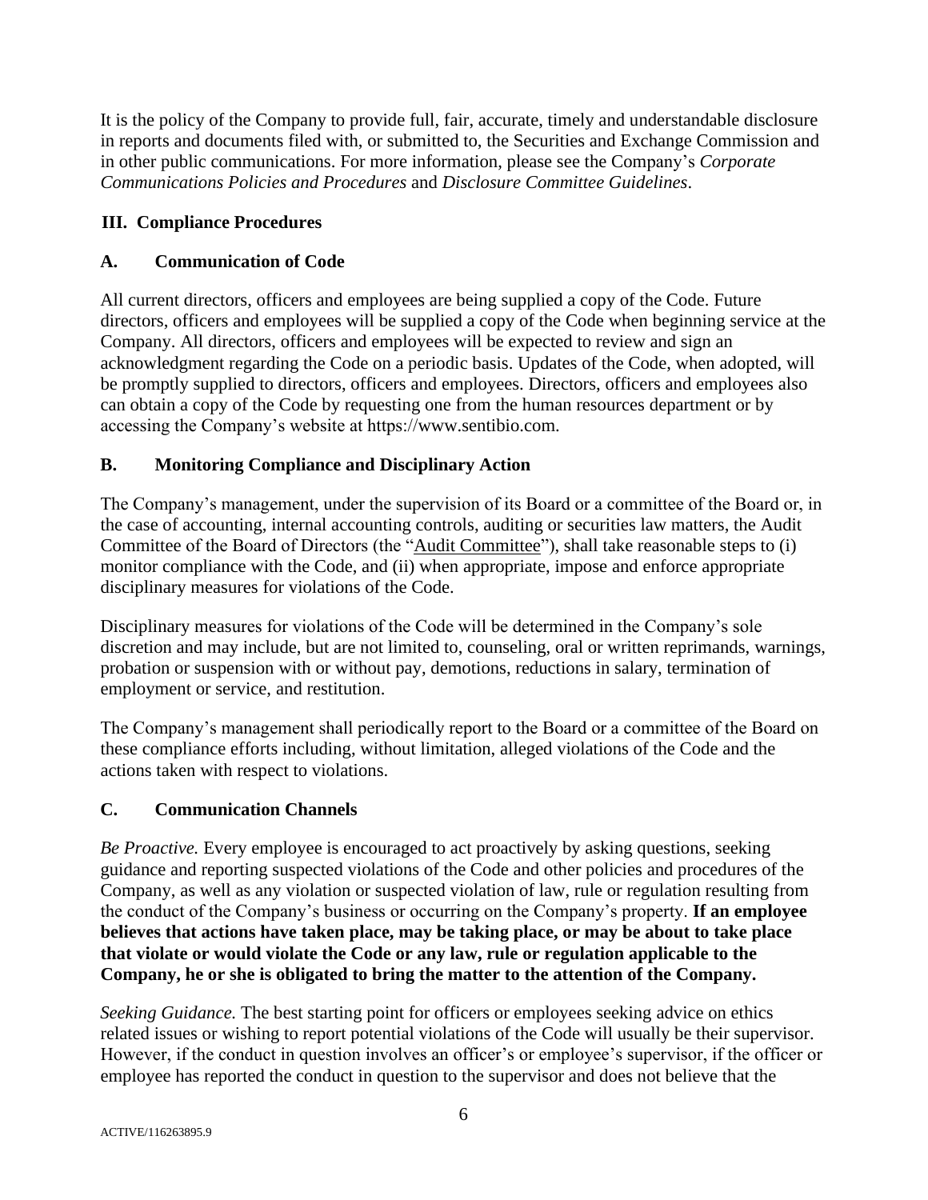It is the policy of the Company to provide full, fair, accurate, timely and understandable disclosure in reports and documents filed with, or submitted to, the Securities and Exchange Commission and in other public communications. For more information, please see the Company's *Corporate Communications Policies and Procedures* and *Disclosure Committee Guidelines*.

## III. Compliance Procedures

### A. Communication of Code

All current directors, officers and employees are being supplied a copy of the Code. Future directors, officers and employees will be supplied a copy of the Code when beginning service at the Company. All directors, officers and employees will be expected to review and sign an acknowledgment regarding the Code on a periodic basis. Updates of the Code, when adopted, will be promptly supplied to directors, officers and employees. Directors, officers and employees also can obtain a copy of the Code by requesting one from the human resources department or by accessing the Company's website at https://www.sentibio.com.

### B. Monitoring Compliance and Disciplinary Action

The Company's management, under the supervision of its Board or a committee of the Board or, in the case of accounting, internal accounting controls, auditing or securities law matters, the Audit Committee of the Board of Directors (the "Audit Committee"), shall take reasonable steps to (i) monitor compliance with the Code, and (ii) when appropriate, impose and enforce appropriate disciplinary measures for violations of the Code.

Disciplinary measures for violations of the Code will be determined in the Company's sole discretion and may include, but are not limited to, counseling, oral or written reprimands, warnings, probation or suspension with or without pay, demotions, reductions in salary, termination of employment or service, and restitution.

The Company's management shall periodically report to the Board or a committee of the Board on these compliance efforts including, without limitation, alleged violations of the Code and the actions taken with respect to violations.

### C. Communication Channels

*Be Proactive.* Every employee is encouraged to act proactively by asking questions, seeking guidance and reporting suspected violations of the Code and other policies and procedures of the Company, as well as any violation or suspected violation of law, rule or regulation resulting from the conduct of the Company's business or occurring on the Company's property. **If an employee believes that actions have taken place, may be taking place, or may be about to take place that violate or would violate the Code or any law, rule or regulation applicable to the Company, he or she is obligated to bring the matter to the attention of the Company.**

*Seeking Guidance.* The best starting point for officers or employees seeking advice on ethics related issues or wishing to report potential violations of the Code will usually be their supervisor. However, if the conduct in question involves an officer's or employee's supervisor, if the officer or employee has reported the conduct in question to the supervisor and does not believe that the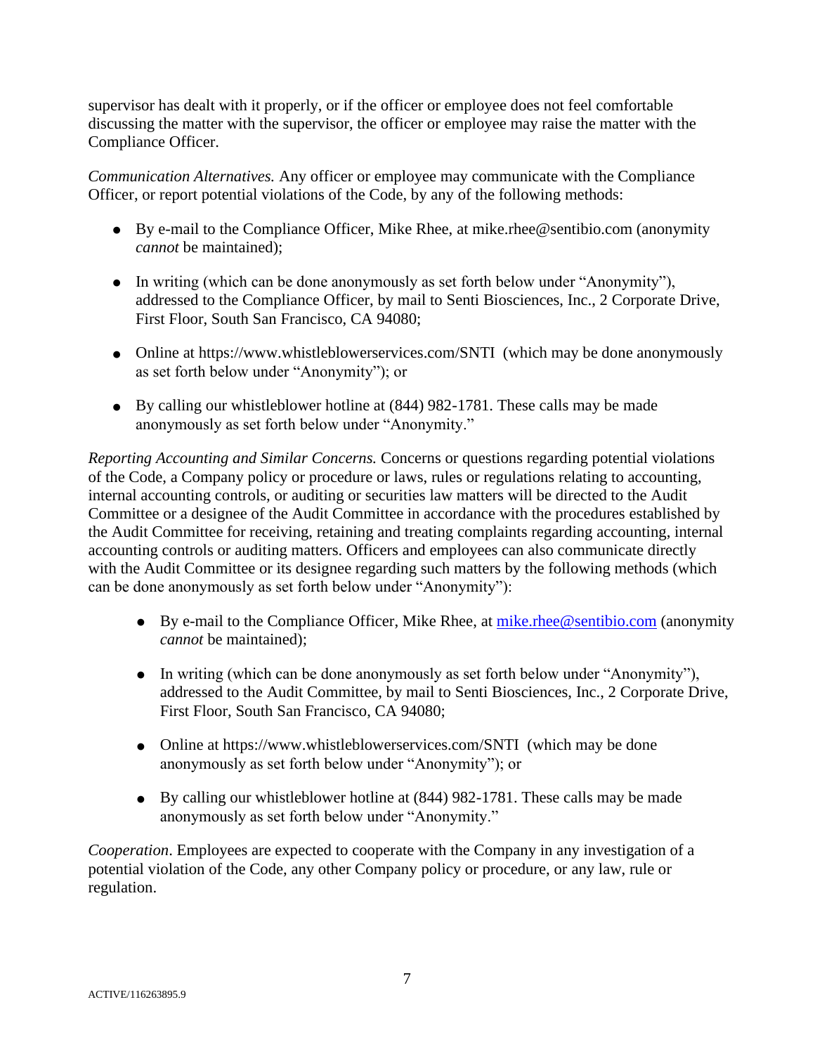supervisor has dealt with it properly, or if the officer or employee does not feel comfortable discussing the matter with the supervisor, the officer or employee may raise the matter with the Compliance Officer.

*Communication Alternatives.* Any officer or employee may communicate with the Compliance Officer, or report potential violations of the Code, by any of the following methods:

- By e-mail to the Compliance Officer, Mike Rhee, at mike.rhee@sentibio.com (anonymity *cannot* be maintained);
- In writing (which can be done anonymously as set forth below under "Anonymity"), addressed to the Compliance Officer, by mail to Senti Biosciences, Inc., 2 Corporate Drive, First Floor, South San Francisco, CA 94080;
- Online at https://www.whistleblowerservices.com/SNTI (which may be done anonymously as set forth below under "Anonymity"); or
- By calling our whistleblower hotline at (844) 982-1781. These calls may be made anonymously as set forth below under "Anonymity."

*Reporting Accounting and Similar Concerns.* Concerns or questions regarding potential violations of the Code, a Company policy or procedure or laws, rules or regulations relating to accounting, internal accounting controls, or auditing or securities law matters will be directed to the Audit Committee or a designee of the Audit Committee in accordance with the procedures established by the Audit Committee for receiving, retaining and treating complaints regarding accounting, internal accounting controls or auditing matters. Officers and employees can also communicate directly with the Audit Committee or its designee regarding such matters by the following methods (which can be done anonymously as set forth below under "Anonymity"):

- By e-mail to the Compliance Officer, Mike Rhee, at mike.rhee@sentibio.com (anonymity *cannot* be maintained);
- In writing (which can be done anonymously as set forth below under "Anonymity"), addressed to the Audit Committee, by mail to Senti Biosciences, Inc., 2 Corporate Drive, First Floor, South San Francisco, CA 94080;
- Online at https://www.whistleblowerservices.com/SNTI (which may be done anonymously as set forth below under "Anonymity"); or
- By calling our whistleblower hotline at (844) 982-1781. These calls may be made anonymously as set forth below under "Anonymity."

*Cooperation*. Employees are expected to cooperate with the Company in any investigation of a potential violation of the Code, any other Company policy or procedure, or any law, rule or regulation.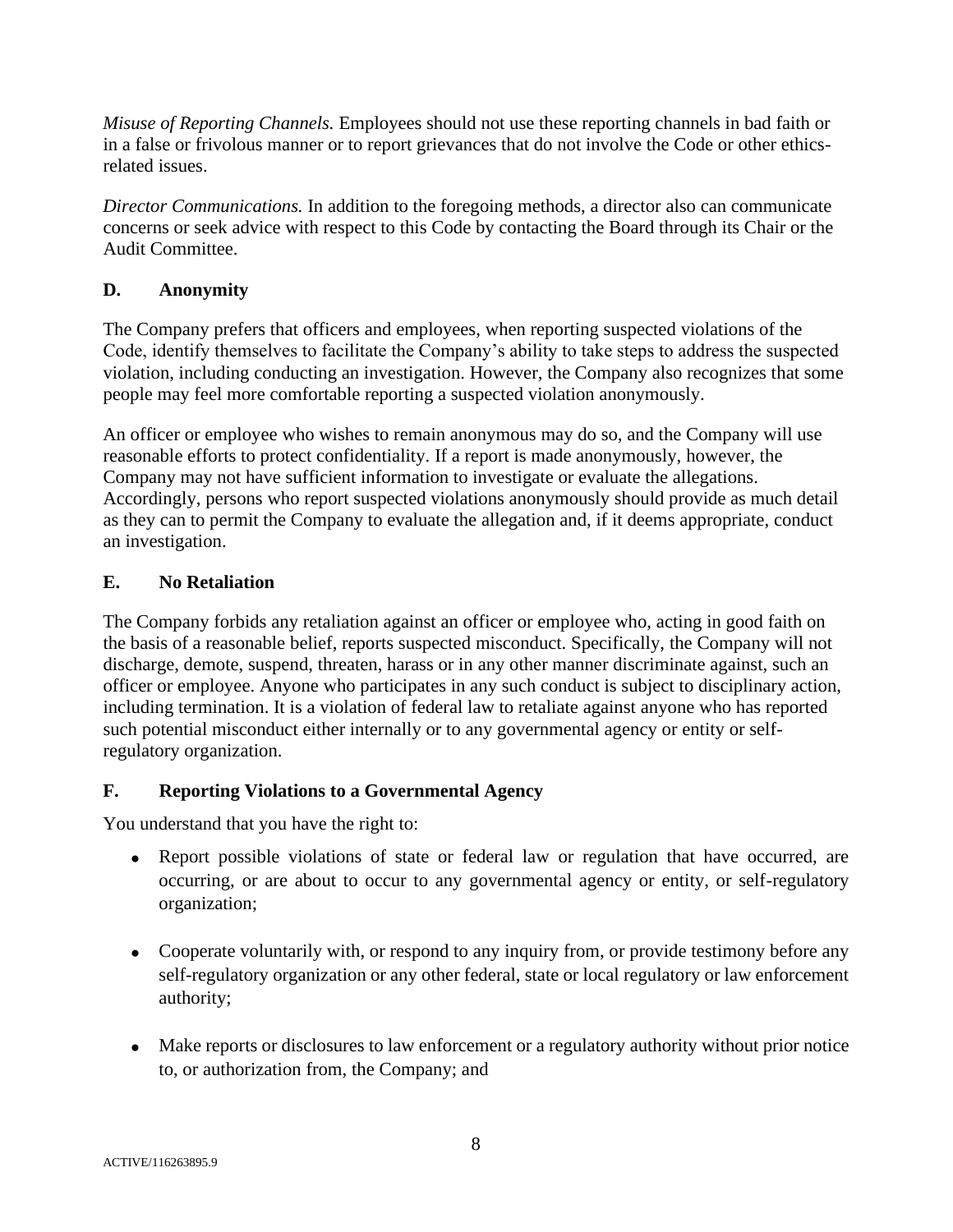*Misuse of Reporting Channels.* Employees should not use these reporting channels in bad faith or in a false or frivolous manner or to report grievances that do not involve the Code or other ethics-related issues.

*Director Communications.* In addition to the foregoing methods, a director also can communicate concerns or seek advice with respect to this Code by contacting the Board through its Chair or the Audit Committee.

## D. Anonymity

The Company prefers that officers and employees, when reporting suspected violations of the Code, identify themselves to facilitate the Company's ability to take steps to address the suspected violation, including conducting an investigation. However, the Company also recognizes that some people may feel more comfortable reporting a suspected violation anonymously.

An officer or employee who wishes to remain anonymous may do so, and the Company will use reasonable efforts to protect confidentiality. If a report is made anonymously, however, the Company may not have sufficient information to investigate or evaluate the allegations. Accordingly, persons who report suspected violations anonymously should provide as much detail as they can to permit the Company to evaluate the allegation and, if it deems appropriate, conduct an investigation.

## E. No Retaliation

The Company forbids any retaliation against an officer or employee who, acting in good faith on the basis of a reasonable belief, reports suspected misconduct. Specifically, the Company will not discharge, demote, suspend, threaten, harass or in any other manner discriminate against, such an officer or employee. Anyone who participates in any such conduct is subject to disciplinary action, including termination. It is a violation of federal law to retaliate against anyone who has reported such potential misconduct either internally or to any governmental agency or entity or self-regulatory organization.

## F. Reporting Violations to a Governmental Agency

You understand that you have the right to:

- Report possible violations of state or federal law or regulation that have occurred, are occurring, or are about to occur to any governmental agency or entity, or self-regulatory organization;

- Cooperate voluntarily with, or respond to any inquiry from, or provide testimony before any self-regulatory organization or any other federal, state or local regulatory or law enforcement authority;

- Make reports or disclosures to law enforcement or a regulatory authority without prior notice to, or authorization from, the Company; and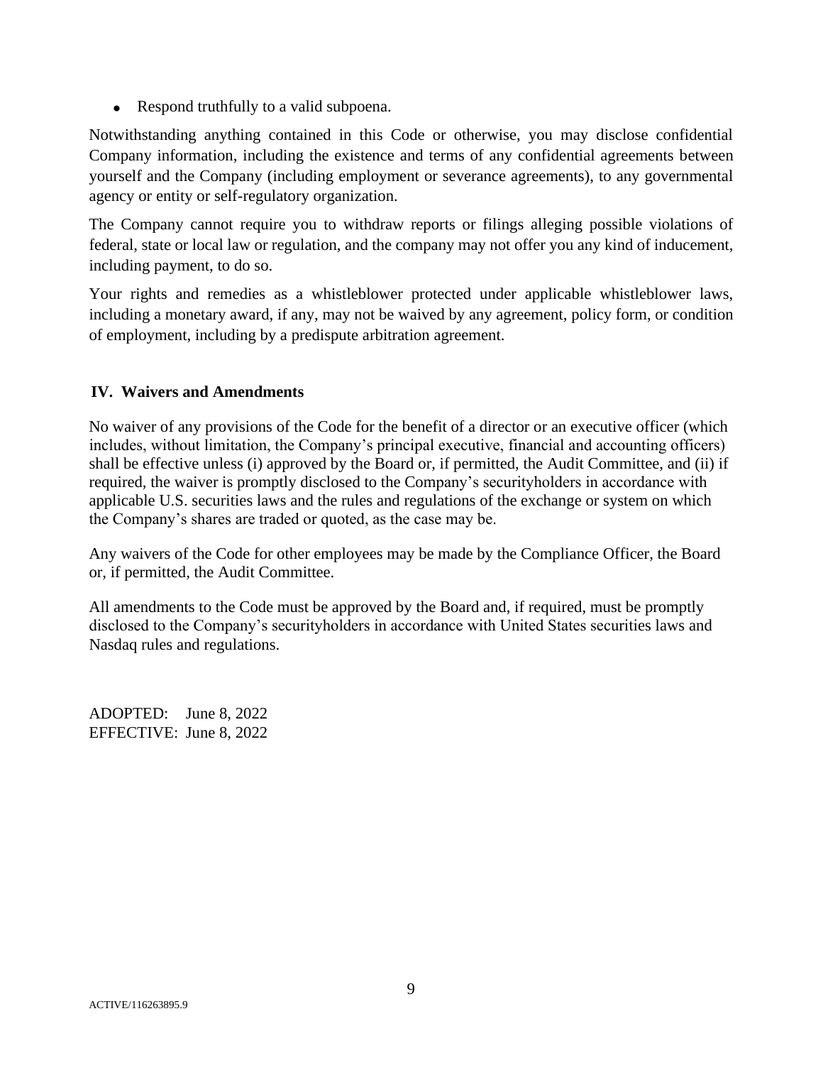- Respond truthfully to a valid subpoena.

Notwithstanding anything contained in this Code or otherwise, you may disclose confidential Company information, including the existence and terms of any confidential agreements between yourself and the Company (including employment or severance agreements), to any governmental agency or entity or self-regulatory organization.

The Company cannot require you to withdraw reports or filings alleging possible violations of federal, state or local law or regulation, and the company may not offer you any kind of inducement, including payment, to do so.

Your rights and remedies as a whistleblower protected under applicable whistleblower laws, including a monetary award, if any, may not be waived by any agreement, policy form, or condition of employment, including by a predispute arbitration agreement.

## IV. Waivers and Amendments

No waiver of any provisions of the Code for the benefit of a director or an executive officer (which includes, without limitation, the Company's principal executive, financial and accounting officers) shall be effective unless (i) approved by the Board or, if permitted, the Audit Committee, and (ii) if required, the waiver is promptly disclosed to the Company's securityholders in accordance with applicable U.S. securities laws and the rules and regulations of the exchange or system on which the Company's shares are traded or quoted, as the case may be.

Any waivers of the Code for other employees may be made by the Compliance Officer, the Board or, if permitted, the Audit Committee.

All amendments to the Code must be approved by the Board and, if required, must be promptly disclosed to the Company's securityholders in accordance with United States securities laws and Nasdaq rules and regulations.

ADOPTED: June 8, 2022
EFFECTIVE: June 8, 2022

ACTIVE/116263895.9